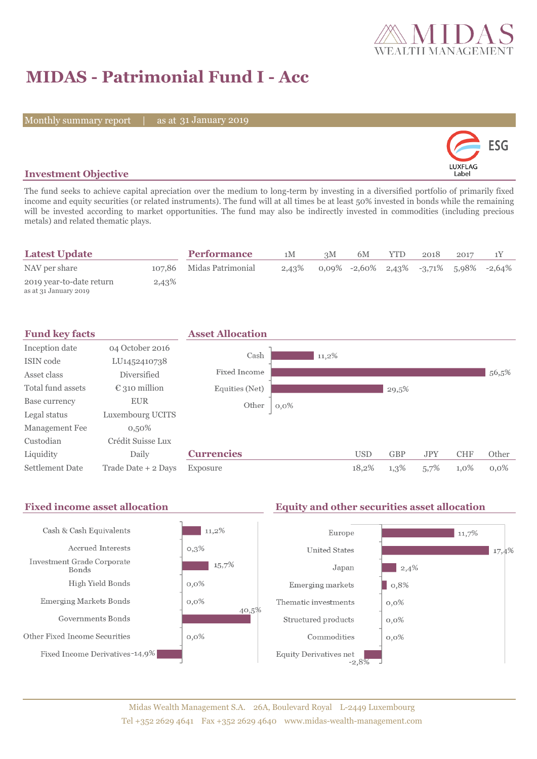# MIDAS - Patrimonial Fund I - Acc

Monthly summary report | as at 31 January 2019

## Investment Objective

The fund seeks to achieve capital apreciation over the medium to long-term by investing in a diversified portfolio of primarily fixed income and equity securities (or related instruments). The fund will at all times be at least 50% invested in bonds while the remaining will be invested according to market opportunities. The fund may also be indirectly invested in commodities (including precious metals) and related thematic plays.

## Latest Update

| | |
|---|---|
| NAV per share | 107,86 |
| 2019 year-to-date return (as at 31 January 2019) | 2,43% |

## Performance

| | 1M | 3M | 6M | YTD | 2018 | 2017 | 1Y |
|---|---|---|---|---|---|---|---|
| Midas Patrimonial | 2,43% | 0,09% | -2,60% | 2,43% | -3,71% | 5,98% | -2,64% |

## Fund key facts

| | |
|---|---|
| Inception date | 04 October 2016 |
| ISIN code | LU1452410738 |
| Asset class | Diversified |
| Total fund assets | € 310 million |
| Base currency | EUR |
| Legal status | Luxembourg UCITS |
| Management Fee | 0,50% |
| Custodian | Crédit Suisse Lux |
| Liquidity | Daily |
| Settlement Date | Trade Date + 2 Days |

## Asset Allocation

| | |
|---|---|
| Cash | 11,2% |
| Fixed Income | 56,5% |
| Equities (Net) | 29,5% |
| Other | 0,0% |

## Currencies

| | USD | GBP | JPY | CHF | Other |
|---|---|---|---|---|---|
| Exposure | 18,2% | 1,3% | 5,7% | 1,0% | 0,0% |

## Fixed income asset allocation

| | |
|---|---|
| Cash & Cash Equivalents | 11,2% |
| Accrued Interests | 0,3% |
| Investment Grade Corporate Bonds | 15,7% |
| High Yield Bonds | 0,0% |
| Emerging Markets Bonds | 0,0% |
| Governments Bonds | 40,5% |
| Other Fixed Income Securities | 0,0% |
| Fixed Income Derivatives | -14,9% |

## Equity and other securities asset allocation

| | |
|---|---|
| Europe | 11,7% |
| United States | 17,4% |
| Japan | 2,4% |
| Emerging markets | 0,8% |
| Thematic investments | 0,0% |
| Structured products | 0,0% |
| Commodities | 0,0% |
| Equity Derivatives net | -2,8% |

Midas Wealth Management S.A. 26A, Boulevard Royal L-2449 Luxembourg
Tel +352 2629 4641 Fax +352 2629 4640 www.midas-wealth-management.com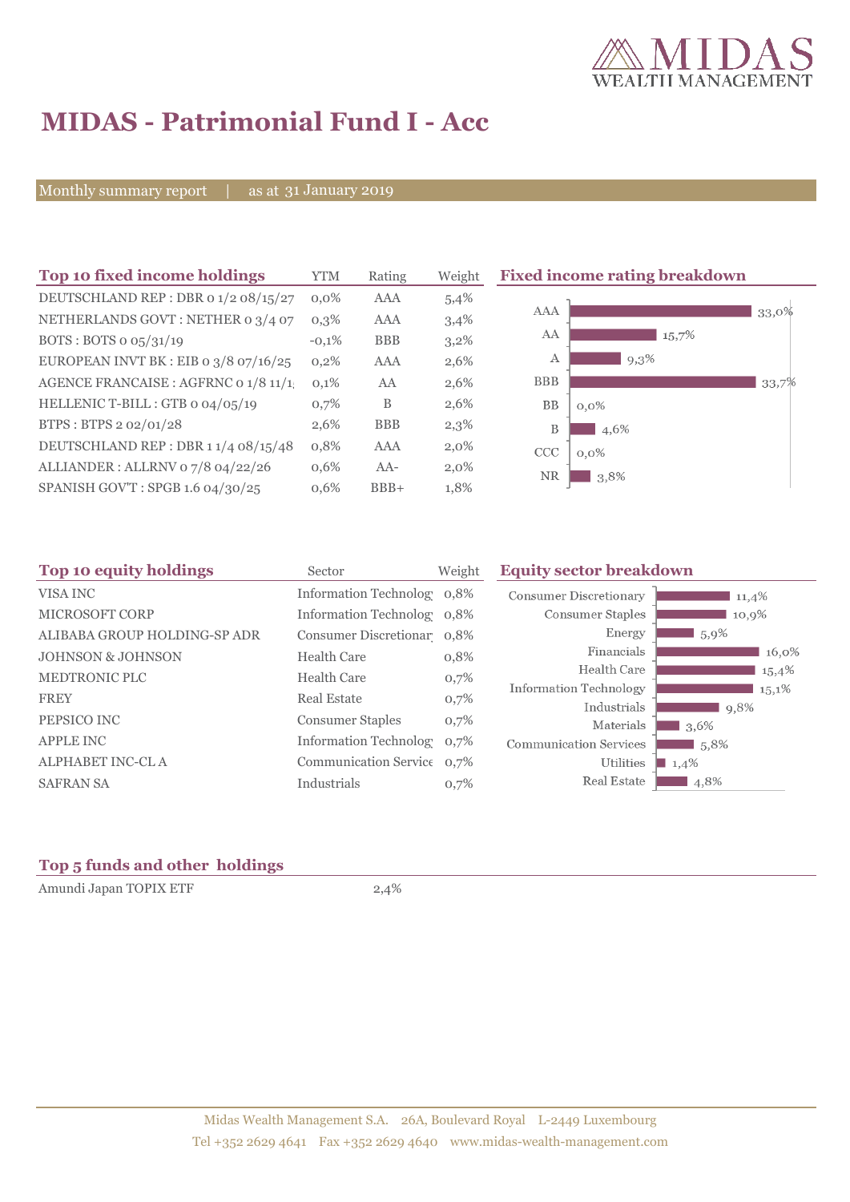# MIDAS - Patrimonial Fund I - Acc

Monthly summary report | as at 31 January 2019

## Top 10 fixed income holdings

| Top 10 fixed income holdings | YTM | Rating | Weight |
|---|---|---|---|
| DEUTSCHLAND REP : DBR 0 1/2 08/15/27 | 0,0% | AAA | 5,4% |
| NETHERLANDS GOVT : NETHER 0 3/4 07 | 0,3% | AAA | 3,4% |
| BOTS : BOTS 0 05/31/19 | -0,1% | BBB | 3,2% |
| EUROPEAN INVT BK : EIB 0 3/8 07/16/25 | 0,2% | AAA | 2,6% |
| AGENCE FRANCAISE : AGFRNC 0 1/8 11/1 | 0,1% | AA | 2,6% |
| HELLENIC T-BILL : GTB 0 04/05/19 | 0,7% | B | 2,6% |
| BTPS : BTPS 2 02/01/28 | 2,6% | BBB | 2,3% |
| DEUTSCHLAND REP : DBR 1 1/4 08/15/48 | 0,8% | AAA | 2,0% |
| ALLIANDER : ALLRNV 0 7/8 04/22/26 | 0,6% | AA- | 2,0% |
| SPANISH GOV'T : SPGB 1.6 04/30/25 | 0,6% | BBB+ | 1,8% |

## Fixed income rating breakdown

| Rating | Weight |
|---|---|
| AAA | 33,0% |
| AA | 15,7% |
| A | 9,3% |
| BBB | 33,7% |
| BB | 0,0% |
| B | 4,6% |
| CCC | 0,0% |
| NR | 3,8% |

## Top 10 equity holdings

| Top 10 equity holdings | Sector | Weight |
|---|---|---|
| VISA INC | Information Technolog | 0,8% |
| MICROSOFT CORP | Information Technolog | 0,8% |
| ALIBABA GROUP HOLDING-SP ADR | Consumer Discretionar | 0,8% |
| JOHNSON & JOHNSON | Health Care | 0,8% |
| MEDTRONIC PLC | Health Care | 0,7% |
| FREY | Real Estate | 0,7% |
| PEPSICO INC | Consumer Staples | 0,7% |
| APPLE INC | Information Technolog | 0,7% |
| ALPHABET INC-CL A | Communication Service | 0,7% |
| SAFRAN SA | Industrials | 0,7% |

## Equity sector breakdown

| Sector | Weight |
|---|---|
| Consumer Discretionary | 11,4% |
| Consumer Staples | 10,9% |
| Energy | 5,9% |
| Financials | 16,0% |
| Health Care | 15,4% |
| Information Technology | 15,1% |
| Industrials | 9,8% |
| Materials | 3,6% |
| Communication Services | 5,8% |
| Utilities | 1,4% |
| Real Estate | 4,8% |

## Top 5 funds and other holdings

| Holding | Weight |
|---|---|
| Amundi Japan TOPIX ETF | 2,4% |

Midas Wealth Management S.A. 26A, Boulevard Royal L-2449 Luxembourg
Tel +352 2629 4641 Fax +352 2629 4640 www.midas-wealth-management.com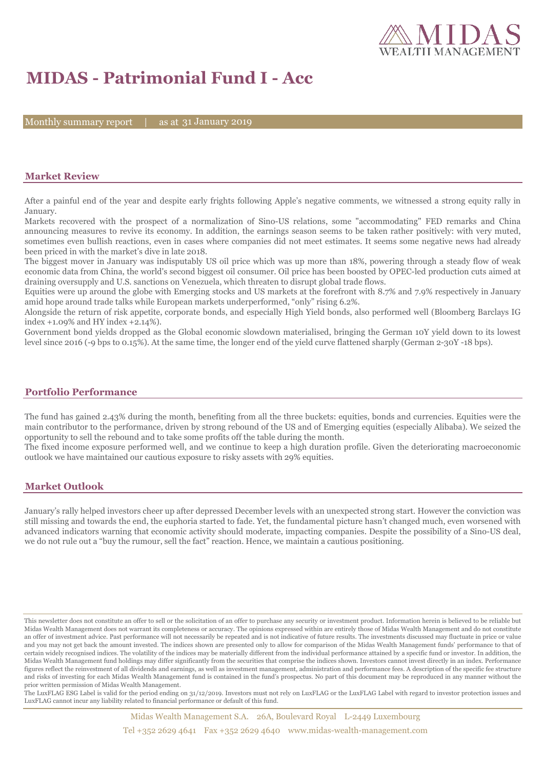# MIDAS - Patrimonial Fund I - Acc

Monthly summary report | as at 31 January 2019

## Market Review

After a painful end of the year and despite early frights following Apple's negative comments, we witnessed a strong equity rally in January.

Markets recovered with the prospect of a normalization of Sino-US relations, some "accommodating" FED remarks and China announcing measures to revive its economy. In addition, the earnings season seems to be taken rather positively: with very muted, sometimes even bullish reactions, even in cases where companies did not meet estimates. It seems some negative news had already been priced in with the market's dive in late 2018.

The biggest mover in January was indisputably US oil price which was up more than 18%, powering through a steady flow of weak economic data from China, the world's second biggest oil consumer. Oil price has been boosted by OPEC-led production cuts aimed at draining oversupply and U.S. sanctions on Venezuela, which threaten to disrupt global trade flows.

Equities were up around the globe with Emerging stocks and US markets at the forefront with 8.7% and 7.9% respectively in January amid hope around trade talks while European markets underperformed, "only" rising 6.2%.

Alongside the return of risk appetite, corporate bonds, and especially High Yield bonds, also performed well (Bloomberg Barclays IG index +1.09% and HY index +2.14%).

Government bond yields dropped as the Global economic slowdown materialised, bringing the German 10Y yield down to its lowest level since 2016 (-9 bps to 0.15%). At the same time, the longer end of the yield curve flattened sharply (German 2-30Y -18 bps).

## Portfolio Performance

The fund has gained 2.43% during the month, benefiting from all the three buckets: equities, bonds and currencies. Equities were the main contributor to the performance, driven by strong rebound of the US and of Emerging equities (especially Alibaba). We seized the opportunity to sell the rebound and to take some profits off the table during the month.

The fixed income exposure performed well, and we continue to keep a high duration profile. Given the deteriorating macroeconomic outlook we have maintained our cautious exposure to risky assets with 29% equities.

## Market Outlook

January's rally helped investors cheer up after depressed December levels with an unexpected strong start. However the conviction was still missing and towards the end, the euphoria started to fade. Yet, the fundamental picture hasn't changed much, even worsened with advanced indicators warning that economic activity should moderate, impacting companies. Despite the possibility of a Sino-US deal, we do not rule out a "buy the rumour, sell the fact" reaction. Hence, we maintain a cautious positioning.

This newsletter does not constitute an offer to sell or the solicitation of an offer to purchase any security or investment product. Information herein is believed to be reliable but Midas Wealth Management does not warrant its completeness or accuracy. The opinions expressed within are entirely those of Midas Wealth Management and do not constitute an offer of investment advice. Past performance will not necessarily be repeated and is not indicative of future results. The investments discussed may fluctuate in price or value and you may not get back the amount invested. The indices shown are presented only to allow for comparison of the Midas Wealth Management funds' performance to that of certain widely recognised indices. The volatility of the indices may be materially different from the individual performance attained by a specific fund or investor. In addition, the Midas Wealth Management fund holdings may differ significantly from the securities that comprise the indices shown. Investors cannot invest directly in an index. Performance figures reflect the reinvestment of all dividends and earnings, as well as investment management, administration and performance fees. A description of the specific fee structure and risks of investing for each Midas Wealth Management fund is contained in the fund's prospectus. No part of this document may be reproduced in any manner without the prior written permission of Midas Wealth Management.

The LuxFLAG ESG Label is valid for the period ending on 31/12/2019. Investors must not rely on LuxFLAG or the LuxFLAG Label with regard to investor protection issues and LuxFLAG cannot incur any liability related to financial performance or default of this fund.

Midas Wealth Management S.A. 26A, Boulevard Royal L-2449 Luxembourg

Tel +352 2629 4641 Fax +352 2629 4640 www.midas-wealth-management.com